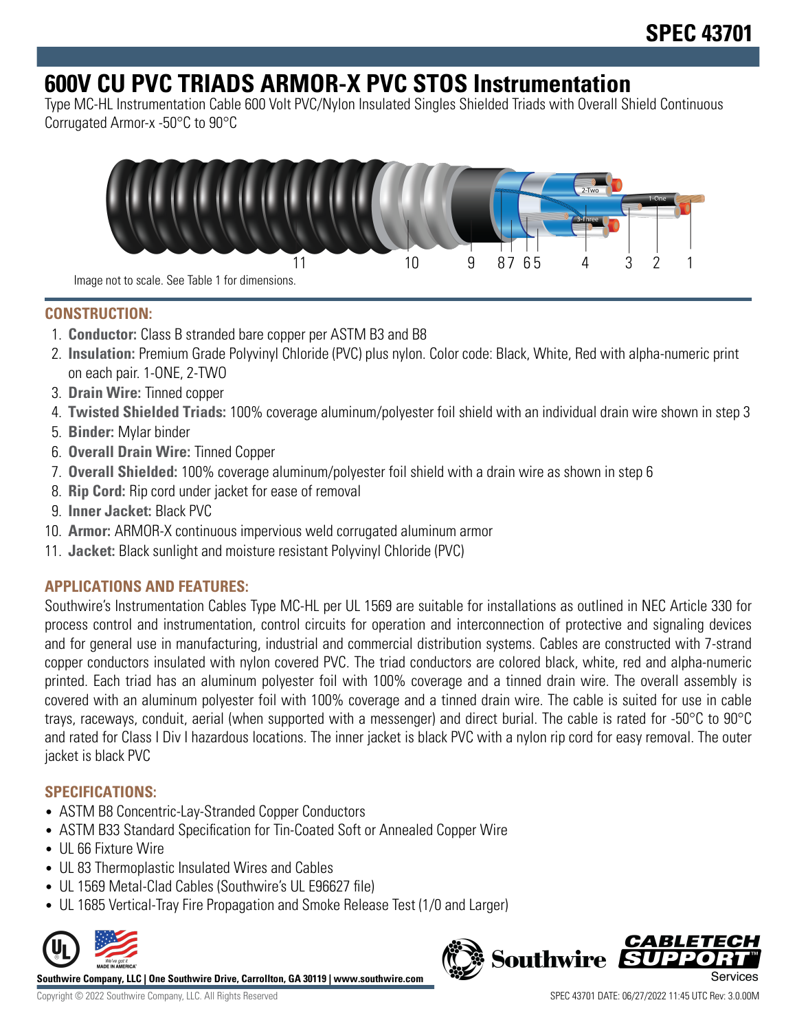# SPEC 43701

# 600V CU PVC TRIADS ARMOR-X PVC STOS Instrumentation

Type MC-HL Instrumentation Cable 600 Volt PVC/Nylon Insulated Singles Shielded Triads with Overall Shield Continuous Corrugated Armor-x -50°C to 90°C

Image not to scale. See Table 1 for dimensions.

## CONSTRUCTION:

1. **Conductor:** Class B stranded bare copper per ASTM B3 and B8
2. **Insulation:** Premium Grade Polyvinyl Chloride (PVC) plus nylon. Color code: Black, White, Red with alpha-numeric print on each pair. 1-ONE, 2-TWO
3. **Drain Wire:** Tinned copper
4. **Twisted Shielded Triads:** 100% coverage aluminum/polyester foil shield with an individual drain wire shown in step 3
5. **Binder:** Mylar binder
6. **Overall Drain Wire:** Tinned Copper
7. **Overall Shielded:** 100% coverage aluminum/polyester foil shield with a drain wire as shown in step 6
8. **Rip Cord:** Rip cord under jacket for ease of removal
9. **Inner Jacket:** Black PVC
10. **Armor:** ARMOR-X continuous impervious weld corrugated aluminum armor
11. **Jacket:** Black sunlight and moisture resistant Polyvinyl Chloride (PVC)

## APPLICATIONS AND FEATURES:

Southwire's Instrumentation Cables Type MC-HL per UL 1569 are suitable for installations as outlined in NEC Article 330 for process control and instrumentation, control circuits for operation and interconnection of protective and signaling devices and for general use in manufacturing, industrial and commercial distribution systems. Cables are constructed with 7-strand copper conductors insulated with nylon covered PVC. The triad conductors are colored black, white, red and alpha-numeric printed. Each triad has an aluminum polyester foil with 100% coverage and a tinned drain wire. The overall assembly is covered with an aluminum polyester foil with 100% coverage and a tinned drain wire. The cable is suited for use in cable trays, raceways, conduit, aerial (when supported with a messenger) and direct burial. The cable is rated for -50°C to 90°C and rated for Class I Div I hazardous locations. The inner jacket is black PVC with a nylon rip cord for easy removal. The outer jacket is black PVC

## SPECIFICATIONS:

- ASTM B8 Concentric-Lay-Stranded Copper Conductors
- ASTM B33 Standard Specification for Tin-Coated Soft or Annealed Copper Wire
- UL 66 Fixture Wire
- UL 83 Thermoplastic Insulated Wires and Cables
- UL 1569 Metal-Clad Cables (Southwire's UL E96627 file)
- UL 1685 Vertical-Tray Fire Propagation and Smoke Release Test (1/0 and Larger)

**Southwire Company, LLC | One Southwire Drive, Carrollton, GA 30119 | www.southwire.com**

Copyright © 2022 Southwire Company, LLC. All Rights Reserved

SPEC 43701 DATE: 06/27/2022 11:45 UTC Rev: 3.0.00M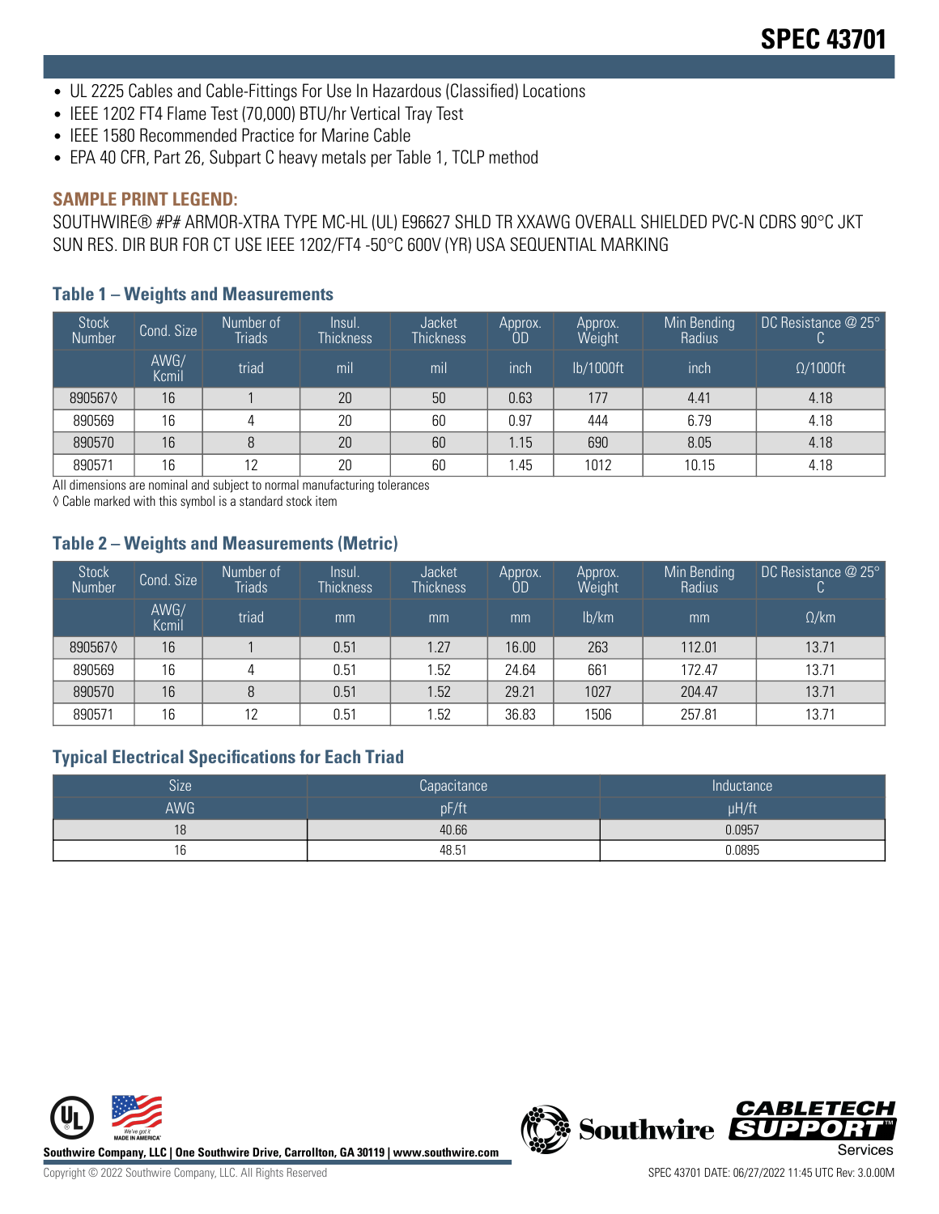# SPEC 43701

- UL 2225 Cables and Cable-Fittings For Use In Hazardous (Classified) Locations
- IEEE 1202 FT4 Flame Test (70,000) BTU/hr Vertical Tray Test
- IEEE 1580 Recommended Practice for Marine Cable
- EPA 40 CFR, Part 26, Subpart C heavy metals per Table 1, TCLP method

**SAMPLE PRINT LEGEND:**

SOUTHWIRE® #P# ARMOR-XTRA TYPE MC-HL (UL) E96627 SHLD TR XXAWG OVERALL SHIELDED PVC-N CDRS 90°C JKT SUN RES. DIR BUR FOR CT USE IEEE 1202/FT4 -50°C 600V (YR) USA SEQUENTIAL MARKING

### Table 1 – Weights and Measurements

| Stock Number | Cond. Size | Number of Triads | Insul. Thickness | Jacket Thickness | Approx. OD | Approx. Weight | Min Bending Radius | DC Resistance @ 25° C |
|---|---|---|---|---|---|---|---|---|
| | AWG/ Kcmil | triad | mil | mil | inch | lb/1000ft | inch | Ω/1000ft |
| 890567◊ | 16 | 1 | 20 | 50 | 0.63 | 177 | 4.41 | 4.18 |
| 890569 | 16 | 4 | 20 | 60 | 0.97 | 444 | 6.79 | 4.18 |
| 890570 | 16 | 8 | 20 | 60 | 1.15 | 690 | 8.05 | 4.18 |
| 890571 | 16 | 12 | 20 | 60 | 1.45 | 1012 | 10.15 | 4.18 |

All dimensions are nominal and subject to normal manufacturing tolerances

◊ Cable marked with this symbol is a standard stock item

### Table 2 – Weights and Measurements (Metric)

| Stock Number | Cond. Size | Number of Triads | Insul. Thickness | Jacket Thickness | Approx. OD | Approx. Weight | Min Bending Radius | DC Resistance @ 25° C |
|---|---|---|---|---|---|---|---|---|
| | AWG/ Kcmil | triad | mm | mm | mm | lb/km | mm | Ω/km |
| 890567◊ | 16 | 1 | 0.51 | 1.27 | 16.00 | 263 | 112.01 | 13.71 |
| 890569 | 16 | 4 | 0.51 | 1.52 | 24.64 | 661 | 172.47 | 13.71 |
| 890570 | 16 | 8 | 0.51 | 1.52 | 29.21 | 1027 | 204.47 | 13.71 |
| 890571 | 16 | 12 | 0.51 | 1.52 | 36.83 | 1506 | 257.81 | 13.71 |

### Typical Electrical Specifications for Each Triad

| Size | Capacitance | Inductance |
|---|---|---|
| AWG | pF/ft | μH/ft |
| 18 | 40.66 | 0.0957 |
| 16 | 48.51 | 0.0895 |

Southwire Company, LLC | One Southwire Drive, Carrollton, GA 30119 | www.southwire.com

Copyright © 2022 Southwire Company, LLC. All Rights Reserved

SPEC 43701 DATE: 06/27/2022 11:45 UTC Rev: 3.0.00M